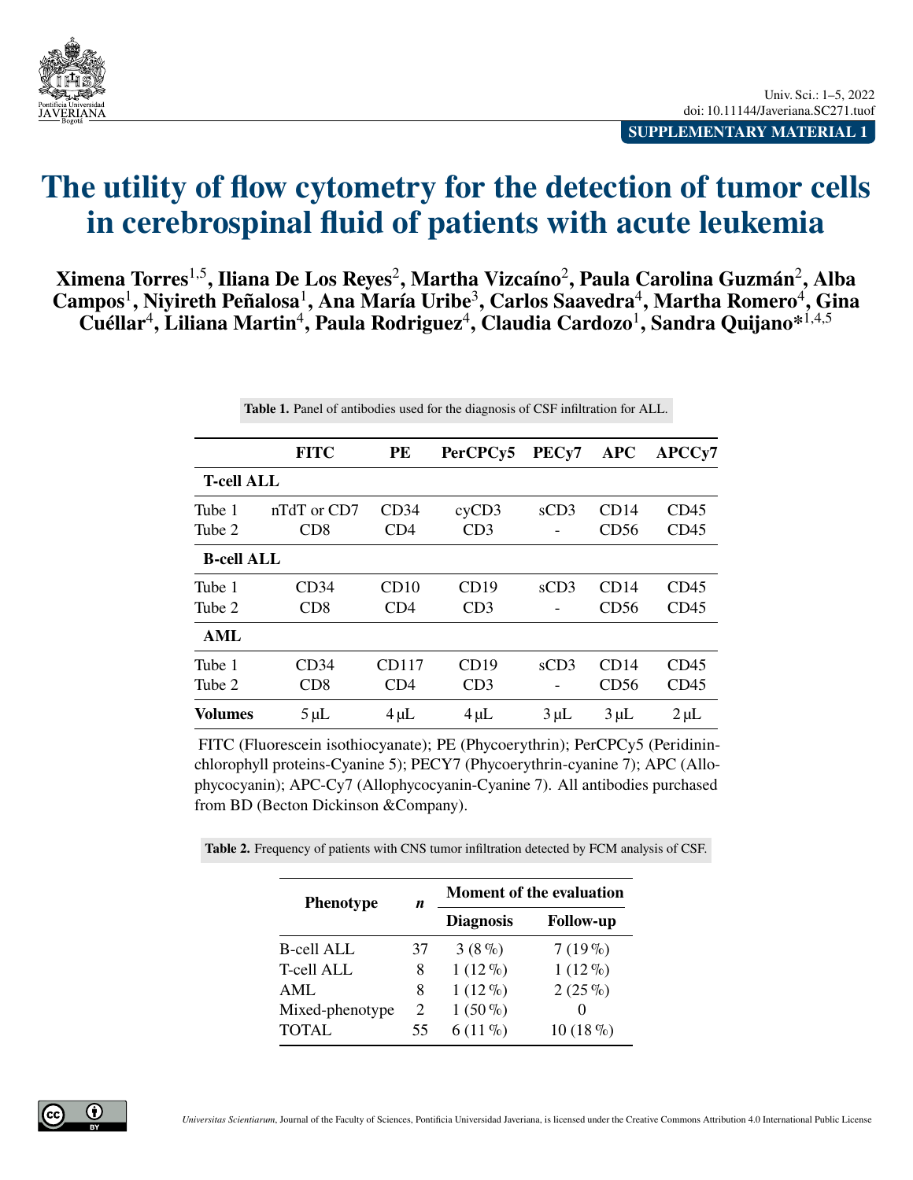SUPPLEMENTARY MATERIAL 1

# The utility of flow cytometry for the detection of tumor cells in cerebrospinal fluid of patients with acute leukemia

**Ximena Torres[1,5], Iliana De Los Reyes[2], Martha Vizcaíno[2], Paula Carolina Guzmán[2], Alba Campos[1], Niyireth Peñalosa[1], Ana María Uribe[3], Carlos Saavedra[4], Martha Romero[4], Gina Cuéllar[4], Liliana Martin[4], Paula Rodriguez[4], Claudia Cardozo[1], Sandra Quijano*[1,4,5]**

**Table 1.** Panel of antibodies used for the diagnosis of CSF infiltration for ALL.

| | FITC | PE | PerCPCy5 | PECy7 | APC | APCCy7 |
|---|---|---|---|---|---|---|
| **T-cell ALL** | | | | | | |
| Tube 1 | nTdT or CD7 | CD34 | cyCD3 | sCD3 | CD14 | CD45 |
| Tube 2 | CD8 | CD4 | CD3 | - | CD56 | CD45 |
| **B-cell ALL** | | | | | | |
| Tube 1 | CD34 | CD10 | CD19 | sCD3 | CD14 | CD45 |
| Tube 2 | CD8 | CD4 | CD3 | - | CD56 | CD45 |
| **AML** | | | | | | |
| Tube 1 | CD34 | CD117 | CD19 | sCD3 | CD14 | CD45 |
| Tube 2 | CD8 | CD4 | CD3 | - | CD56 | CD45 |
| **Volumes** | 5 μL | 4 μL | 4 μL | 3 μL | 3 μL | 2 μL |

FITC (Fluorescein isothiocyanate); PE (Phycoerythrin); PerCPCy5 (Peridinin-chlorophyll proteins-Cyanine 5); PECY7 (Phycoerythrin-cyanine 7); APC (Allophycocyanin); APC-Cy7 (Allophycocyanin-Cyanine 7). All antibodies purchased from BD (Becton Dickinson &Company).

**Table 2.** Frequency of patients with CNS tumor infiltration detected by FCM analysis of CSF.

| Phenotype | *n* | Moment of the evaluation | |
|---|---|---|---|
| | | Diagnosis | Follow-up |
| B-cell ALL | 37 | 3 (8 %) | 7 (19 %) |
| T-cell ALL | 8 | 1 (12 %) | 1 (12 %) |
| AML | 8 | 1 (12 %) | 2 (25 %) |
| Mixed-phenotype | 2 | 1 (50 %) | 0 |
| TOTAL | 55 | 6 (11 %) | 10 (18 %) |

*Universitas Scientiarum*, Journal of the Faculty of Sciences, Pontificia Universidad Javeriana, is licensed under the Creative Commons Attribution 4.0 International Public License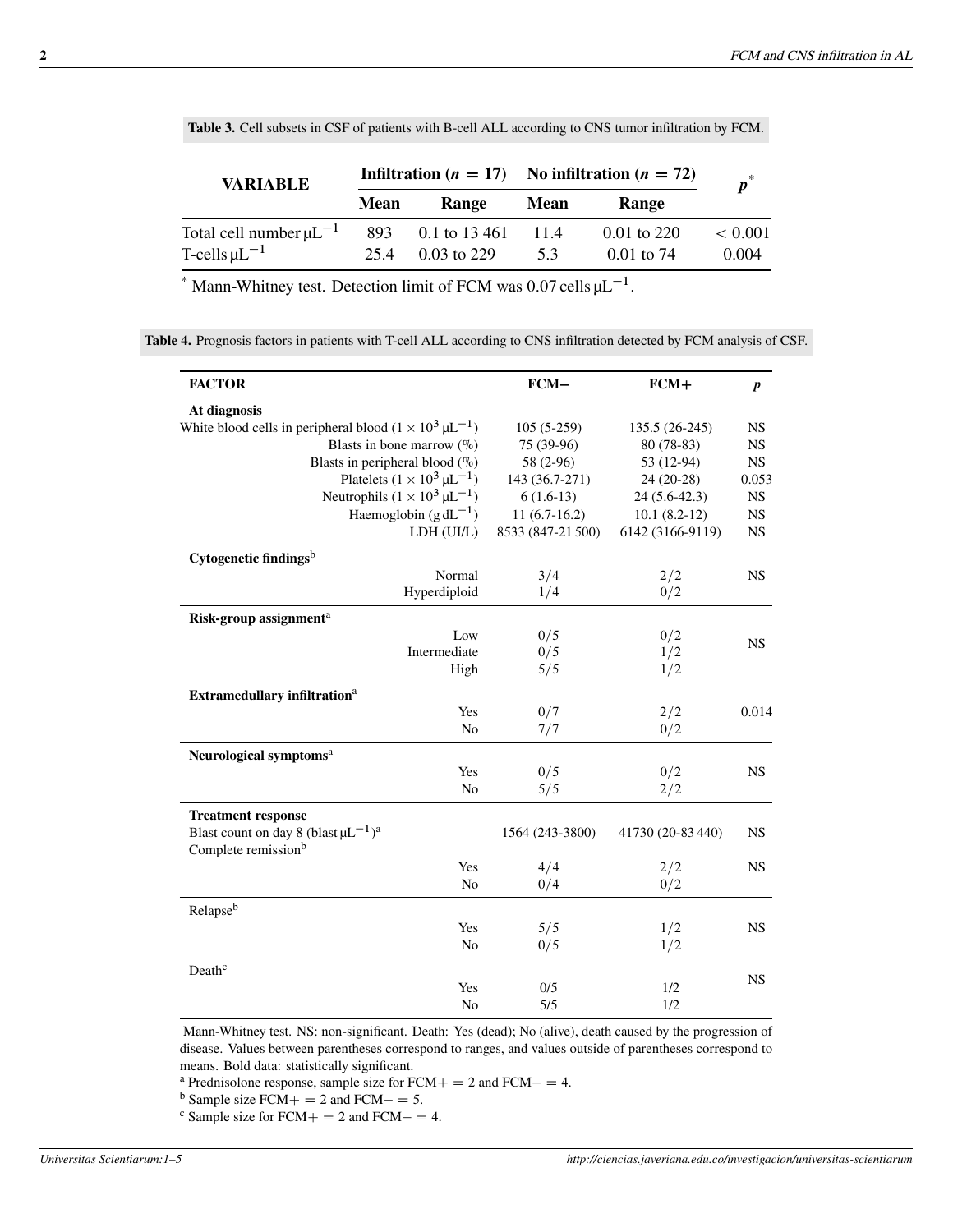**Table 3.** Cell subsets in CSF of patients with B-cell ALL according to CNS tumor infiltration by FCM.

| VARIABLE | Infiltration ($n = 17$) | | No infiltration ($n = 72$) | | $p^*$ |
|---|---|---|---|---|---|
| | Mean | Range | Mean | Range | |
| Total cell number $\mu L^{-1}$ | 893 | 0.1 to 13 461 | 11.4 | 0.01 to 220 | $< 0.001$ |
| T-cells $\mu L^{-1}$ | 25.4 | 0.03 to 229 | 5.3 | 0.01 to 74 | 0.004 |

[*] Mann-Whitney test. Detection limit of FCM was 0.07 cells $\mu L^{-1}$.

**Table 4.** Prognosis factors in patients with T-cell ALL according to CNS infiltration detected by FCM analysis of CSF.

| FACTOR | FCM− | FCM+ | *p* |
|---|---|---|---|
| **At diagnosis** | | | |
| White blood cells in peripheral blood ($1 \times 10^3\ \mu L^{-1}$) | 105 (5-259) | 135.5 (26-245) | NS |
| Blasts in bone marrow (%) | 75 (39-96) | 80 (78-83) | NS |
| Blasts in peripheral blood (%) | 58 (2-96) | 53 (12-94) | NS |
| Platelets ($1 \times 10^3\ \mu L^{-1}$) | 143 (36.7-271) | 24 (20-28) | 0.053 |
| Neutrophils ($1 \times 10^3\ \mu L^{-1}$) | 6 (1.6-13) | 24 (5.6-42.3) | NS |
| Haemoglobin ($g\ dL^{-1}$) | 11 (6.7-16.2) | 10.1 (8.2-12) | NS |
| LDH (UI/L) | 8533 (847-21 500) | 6142 (3166-9119) | NS |
| **Cytogenetic findings**[b] | | | |
| Normal | 3/4 | 2/2 | NS |
| Hyperdiploid | 1/4 | 0/2 | |
| **Risk-group assignment**[a] | | | |
| Low | 0/5 | 0/2 | NS |
| Intermediate | 0/5 | 1/2 | |
| High | 5/5 | 1/2 | |
| **Extramedullary infiltration**[a] | | | |
| Yes | 0/7 | 2/2 | 0.014 |
| No | 7/7 | 0/2 | |
| **Neurological symptoms**[a] | | | |
| Yes | 0/5 | 0/2 | NS |
| No | 5/5 | 2/2 | |
| **Treatment response** | | | |
| Blast count on day 8 (blast $\mu L^{-1}$)[a] | 1564 (243-3800) | 41730 (20-83 440) | NS |
| Complete remission[b] | | | |
| Yes | 4/4 | 2/2 | NS |
| No | 0/4 | 0/2 | |
| Relapse[b] | | | |
| Yes | 5/5 | 1/2 | NS |
| No | 0/5 | 1/2 | |
| Death[c] | | | |
| Yes | 0/5 | 1/2 | NS |
| No | 5/5 | 1/2 | |

Mann-Whitney test. NS: non-significant. Death: Yes (dead); No (alive), death caused by the progression of disease. Values between parentheses correspond to ranges, and values outside of parentheses correspond to means. Bold data: statistically significant.

[a] Prednisolone response, sample size for FCM+ = 2 and FCM− = 4.

[b] Sample size FCM+ = 2 and FCM− = 5.

[c] Sample size for FCM+ = 2 and FCM− = 4.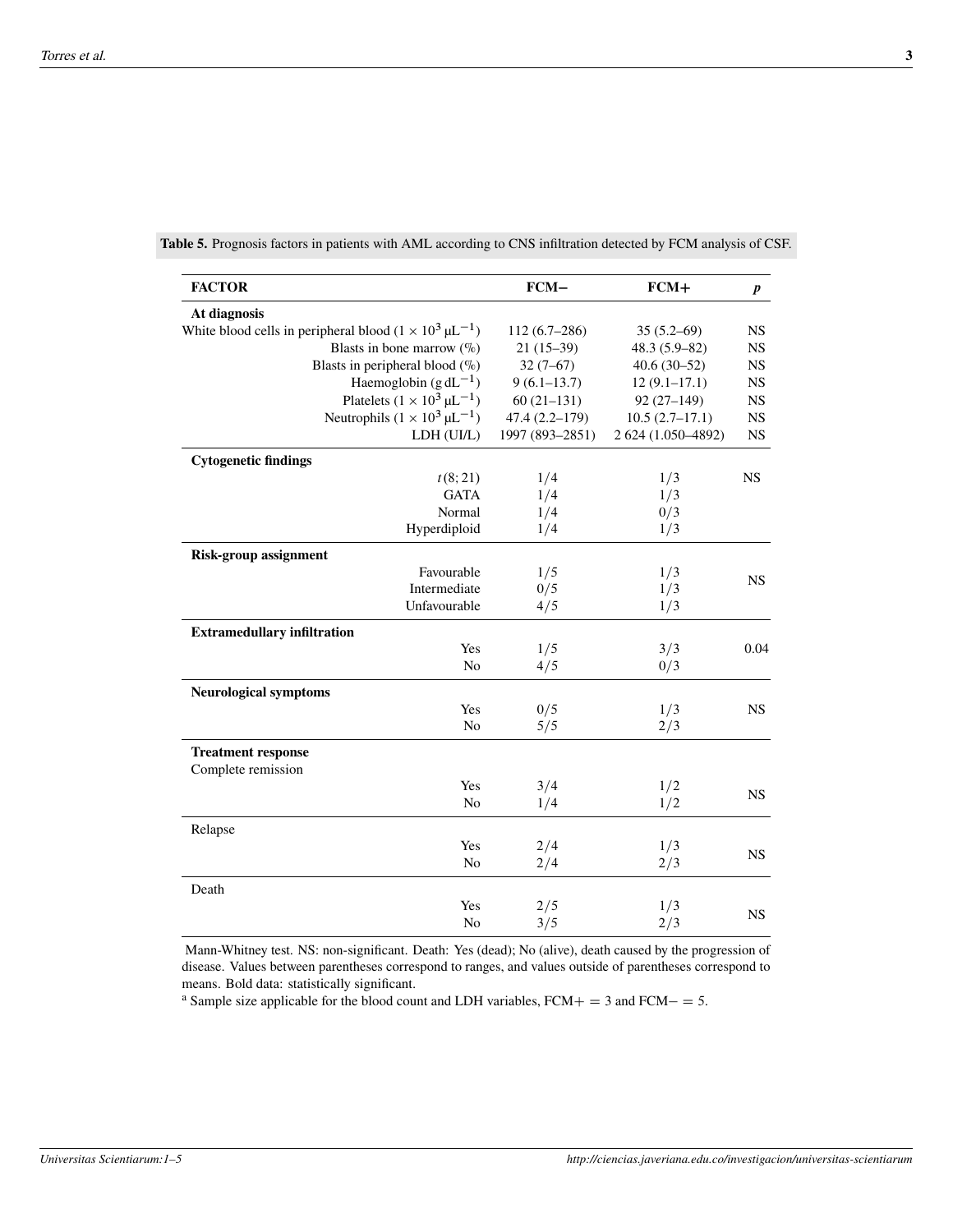**Table 5.** Prognosis factors in patients with AML according to CNS infiltration detected by FCM analysis of CSF.

| FACTOR | FCM− | FCM+ | *p* |
|---|---|---|---|
| **At diagnosis** | | | |
| White blood cells in peripheral blood ($1 \times 10^3\ \mu L^{-1}$) | 112 (6.7–286) | 35 (5.2–69) | NS |
| Blasts in bone marrow (%) | 21 (15–39) | 48.3 (5.9–82) | NS |
| Blasts in peripheral blood (%) | 32 (7–67) | 40.6 (30–52) | NS |
| Haemoglobin ($g\,dL^{-1}$) | 9 (6.1–13.7) | 12 (9.1–17.1) | NS |
| Platelets ($1 \times 10^3\ \mu L^{-1}$) | 60 (21–131) | 92 (27–149) | NS |
| Neutrophils ($1 \times 10^3\ \mu L^{-1}$) | 47.4 (2.2–179) | 10.5 (2.7–17.1) | NS |
| LDH (UI/L) | 1997 (893–2851) | 2 624 (1.050–4892) | NS |
| **Cytogenetic findings** | | | |
| $t(8;21)$ | 1/4 | 1/3 | NS |
| GATA | 1/4 | 1/3 | |
| Normal | 1/4 | 0/3 | |
| Hyperdiploid | 1/4 | 1/3 | |
| **Risk-group assignment** | | | |
| Favourable | 1/5 | 1/3 | NS |
| Intermediate | 0/5 | 1/3 | |
| Unfavourable | 4/5 | 1/3 | |
| **Extramedullary infiltration** | | | |
| Yes | 1/5 | 3/3 | 0.04 |
| No | 4/5 | 0/3 | |
| **Neurological symptoms** | | | |
| Yes | 0/5 | 1/3 | NS |
| No | 5/5 | 2/3 | |
| **Treatment response** | | | |
| Complete remission | | | |
| Yes | 3/4 | 1/2 | NS |
| No | 1/4 | 1/2 | |
| Relapse | | | |
| Yes | 2/4 | 1/3 | NS |
| No | 2/4 | 2/3 | |
| Death | | | |
| Yes | 2/5 | 1/3 | NS |
| No | 3/5 | 2/3 | |

Mann-Whitney test. NS: non-significant. Death: Yes (dead); No (alive), death caused by the progression of disease. Values between parentheses correspond to ranges, and values outside of parentheses correspond to means. Bold data: statistically significant.

[a] Sample size applicable for the blood count and LDH variables, FCM+ = 3 and FCM− = 5.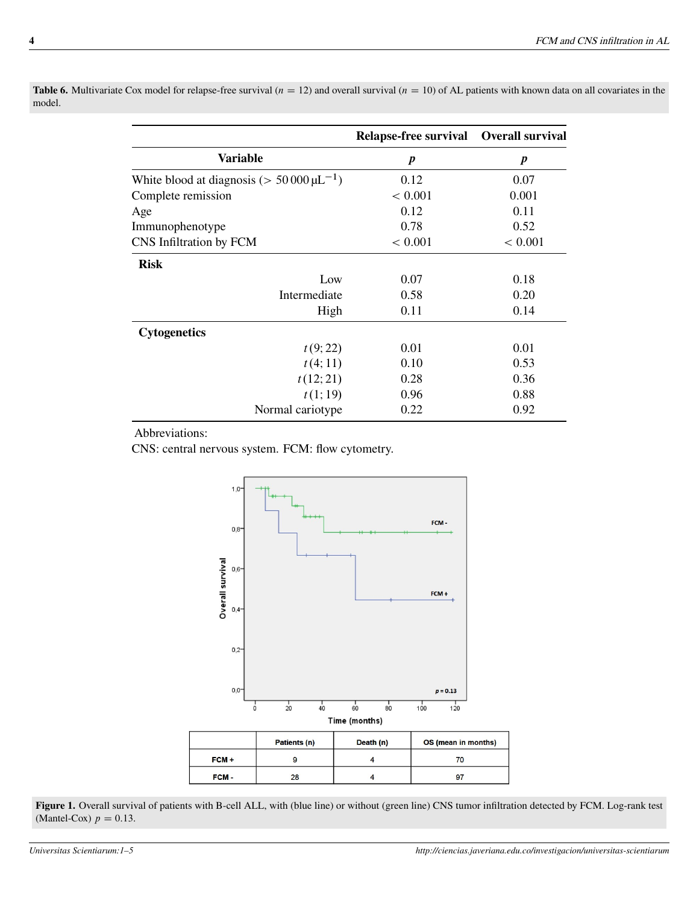**Table 6.** Multivariate Cox model for relapse-free survival ($n = 12$) and overall survival ($n = 10$) of AL patients with known data on all covariates in the model.

| | Relapse-free survival | Overall survival |
|---|---|---|
| **Variable** | ***p*** | ***p*** |
| White blood at diagnosis ($> 50\,000\,\mu L^{-1}$) | 0.12 | 0.07 |
| Complete remission | $< 0.001$ | 0.001 |
| Age | 0.12 | 0.11 |
| Immunophenotype | 0.78 | 0.52 |
| CNS Infiltration by FCM | $< 0.001$ | $< 0.001$ |
| **Risk** | | |
| Low | 0.07 | 0.18 |
| Intermediate | 0.58 | 0.20 |
| High | 0.11 | 0.14 |
| **Cytogenetics** | | |
| *t* (9; 22) | 0.01 | 0.01 |
| *t* (4; 11) | 0.10 | 0.53 |
| *t* (12; 21) | 0.28 | 0.36 |
| *t* (1; 19) | 0.96 | 0.88 |
| Normal cariotype | 0.22 | 0.92 |

Abbreviations:
CNS: central nervous system. FCM: flow cytometry.

| | Patients (n) | Death (n) | OS (mean in months) |
|---|---|---|---|
| FCM + | 9 | 4 | 70 |
| FCM - | 28 | 4 | 97 |

**Figure 1.** Overall survival of patients with B-cell ALL, with (blue line) or without (green line) CNS tumor infiltration detected by FCM. Log-rank test (Mantel-Cox) $p = 0.13$.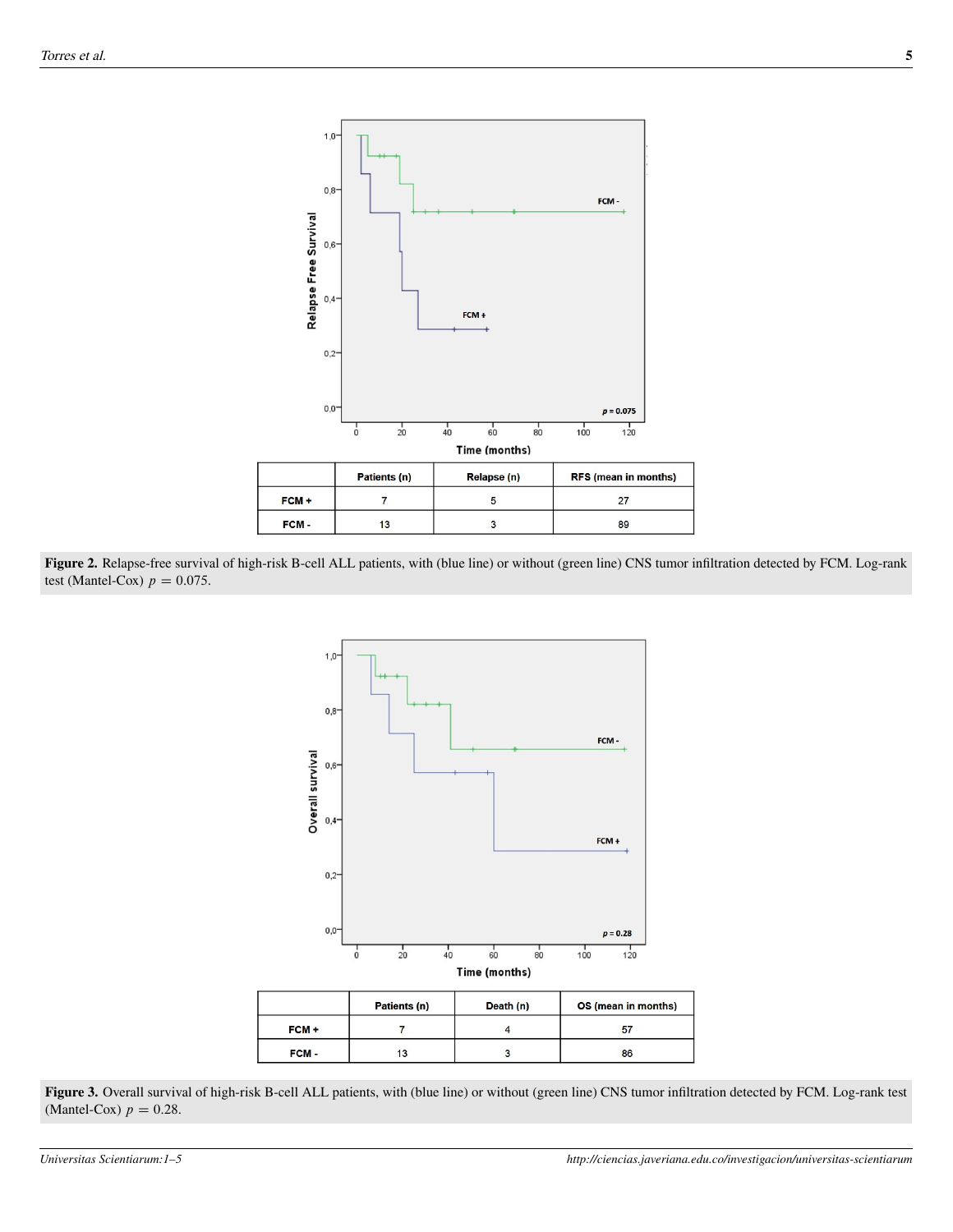Relapse Free Survival

1,0
0,8
0,6
0,4
0,2
0,0

FCM -
FCM +
*p* = 0.075

0 20 40 60 80 100 120

Time (months)

| | Patients (n) | Relapse (n) | RFS (mean in months) |
|---|---|---|---|
| FCM + | 7 | 5 | 27 |
| FCM - | 13 | 3 | 89 |

**Figure 2.** Relapse-free survival of high-risk B-cell ALL patients, with (blue line) or without (green line) CNS tumor infiltration detected by FCM. Log-rank test (Mantel-Cox) $p = 0.075$.

Overall survival

1,0
0,8
0,6
0,4
0,2
0,0

FCM -
FCM +
*p* = 0.28

0 20 40 60 80 100 120

Time (months)

| | Patients (n) | Death (n) | OS (mean in months) |
|---|---|---|---|
| FCM + | 7 | 4 | 57 |
| FCM - | 13 | 3 | 86 |

**Figure 3.** Overall survival of high-risk B-cell ALL patients, with (blue line) or without (green line) CNS tumor infiltration detected by FCM. Log-rank test (Mantel-Cox) $p = 0.28$.